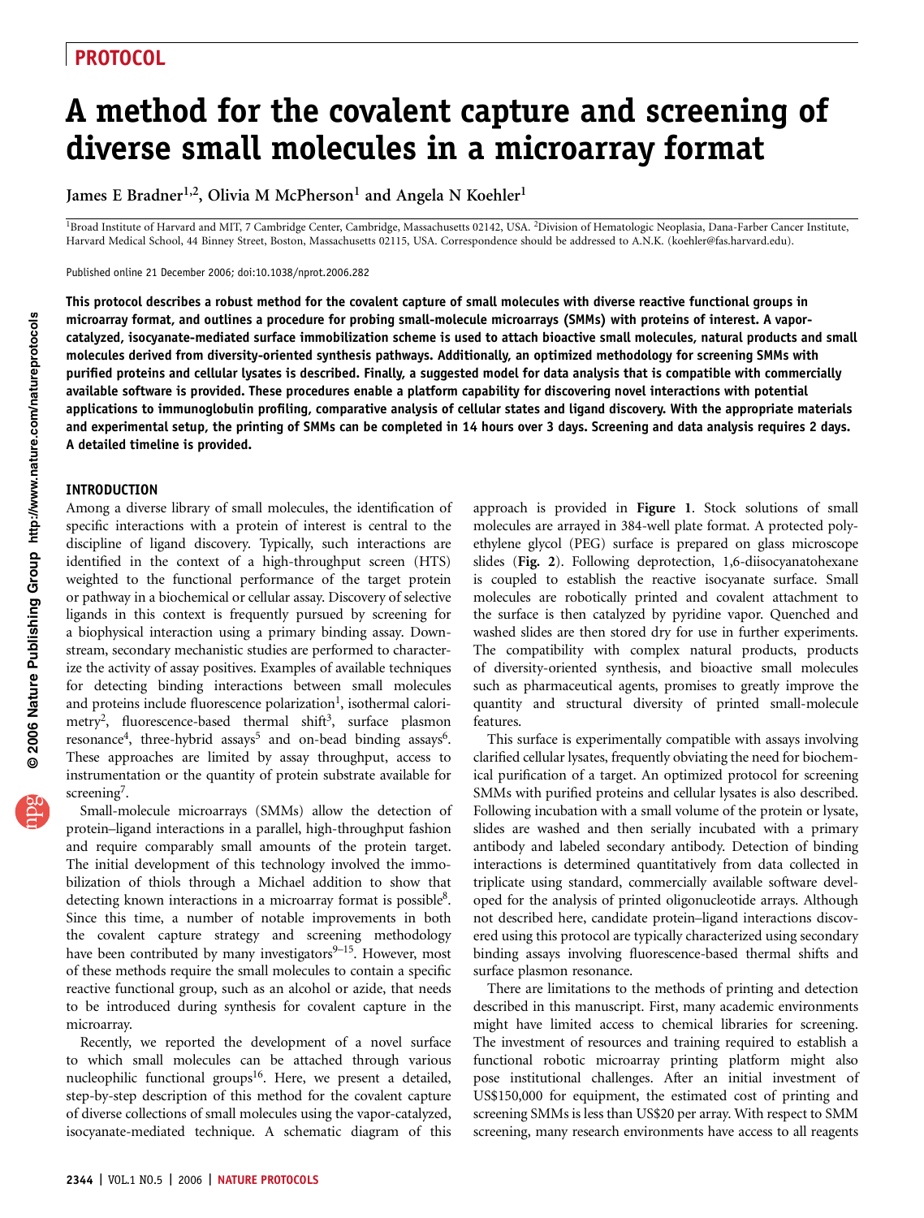# A method for the covalent capture and screening of diverse small molecules in a microarray format

James E Bradner[1,2], Olivia M McPherson[1] and Angela N Koehler[1]

[1]Broad Institute of Harvard and MIT, 7 Cambridge Center, Cambridge, Massachusetts 02142, USA. [2]Division of Hematologic Neoplasia, Dana-Farber Cancer Institute, Harvard Medical School, 44 Binney Street, Boston, Massachusetts 02115, USA. Correspondence should be addressed to A.N.K. (koehler@fas.harvard.edu).

Published online 21 December 2006; doi:10.1038/nprot.2006.282

**This protocol describes a robust method for the covalent capture of small molecules with diverse reactive functional groups in microarray format, and outlines a procedure for probing small-molecule microarrays (SMMs) with proteins of interest. A vapor-catalyzed, isocyanate-mediated surface immobilization scheme is used to attach bioactive small molecules, natural products and small molecules derived from diversity-oriented synthesis pathways. Additionally, an optimized methodology for screening SMMs with purified proteins and cellular lysates is described. Finally, a suggested model for data analysis that is compatible with commercially available software is provided. These procedures enable a platform capability for discovering novel interactions with potential applications to immunoglobulin profiling, comparative analysis of cellular states and ligand discovery. With the appropriate materials and experimental setup, the printing of SMMs can be completed in 14 hours over 3 days. Screening and data analysis requires 2 days. A detailed timeline is provided.**

## INTRODUCTION

Among a diverse library of small molecules, the identification of specific interactions with a protein of interest is central to the discipline of ligand discovery. Typically, such interactions are identified in the context of a high-throughput screen (HTS) weighted to the functional performance of the target protein or pathway in a biochemical or cellular assay. Discovery of selective ligands in this context is frequently pursued by screening for a biophysical interaction using a primary binding assay. Downstream, secondary mechanistic studies are performed to characterize the activity of assay positives. Examples of available techniques for detecting binding interactions between small molecules and proteins include fluorescence polarization[1], isothermal calorimetry[2], fluorescence-based thermal shift[3], surface plasmon resonance[4], three-hybrid assays[5] and on-bead binding assays[6]. These approaches are limited by assay throughput, access to instrumentation or the quantity of protein substrate available for screening[7].

Small-molecule microarrays (SMMs) allow the detection of protein–ligand interactions in a parallel, high-throughput fashion and require comparably small amounts of the protein target. The initial development of this technology involved the immobilization of thiols through a Michael addition to show that detecting known interactions in a microarray format is possible[8]. Since this time, a number of notable improvements in both the covalent capture strategy and screening methodology have been contributed by many investigators[9–15]. However, most of these methods require the small molecules to contain a specific reactive functional group, such as an alcohol or azide, that needs to be introduced during synthesis for covalent capture in the microarray.

Recently, we reported the development of a novel surface to which small molecules can be attached through various nucleophilic functional groups[16]. Here, we present a detailed, step-by-step description of this method for the covalent capture of diverse collections of small molecules using the vapor-catalyzed, isocyanate-mediated technique. A schematic diagram of this approach is provided in **Figure 1**. Stock solutions of small molecules are arrayed in 384-well plate format. A protected polyethylene glycol (PEG) surface is prepared on glass microscope slides (**Fig. 2**). Following deprotection, 1,6-diisocyanatohexane is coupled to establish the reactive isocyanate surface. Small molecules are robotically printed and covalent attachment to the surface is then catalyzed by pyridine vapor. Quenched and washed slides are then stored dry for use in further experiments. The compatibility with complex natural products, products of diversity-oriented synthesis, and bioactive small molecules such as pharmaceutical agents, promises to greatly improve the quantity and structural diversity of printed small-molecule features.

This surface is experimentally compatible with assays involving clarified cellular lysates, frequently obviating the need for biochemical purification of a target. An optimized protocol for screening SMMs with purified proteins and cellular lysates is also described. Following incubation with a small volume of the protein or lysate, slides are washed and then serially incubated with a primary antibody and labeled secondary antibody. Detection of binding interactions is determined quantitatively from data collected in triplicate using standard, commercially available software developed for the analysis of printed oligonucleotide arrays. Although not described here, candidate protein–ligand interactions discovered using this protocol are typically characterized using secondary binding assays involving fluorescence-based thermal shifts and surface plasmon resonance.

There are limitations to the methods of printing and detection described in this manuscript. First, many academic environments might have limited access to chemical libraries for screening. The investment of resources and training required to establish a functional robotic microarray printing platform might also pose institutional challenges. After an initial investment of US$150,000 for equipment, the estimated cost of printing and screening SMMs is less than US$20 per array. With respect to SMM screening, many research environments have access to all reagents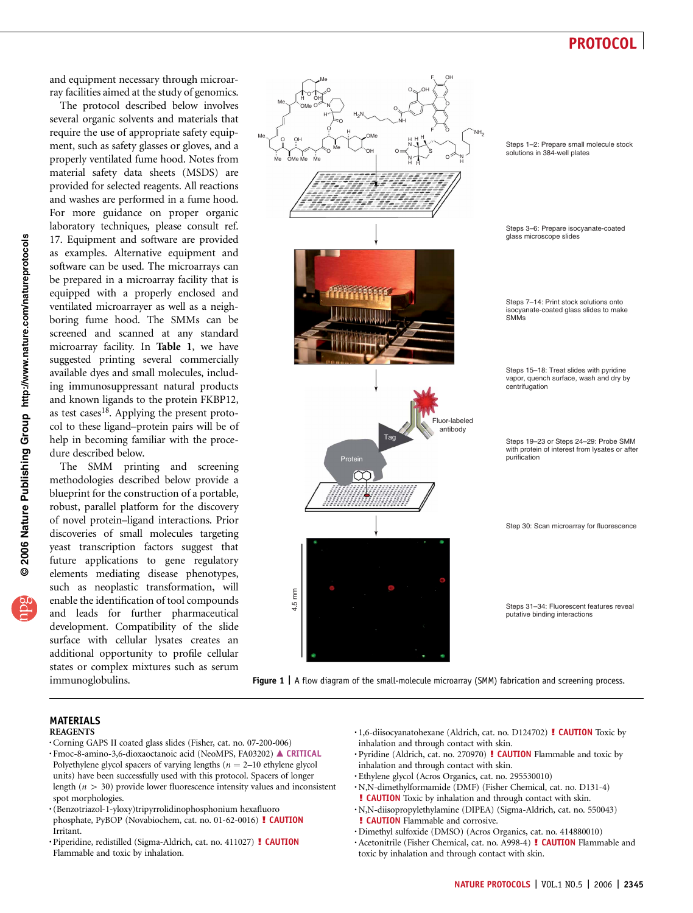and equipment necessary through microarray facilities aimed at the study of genomics.

The protocol described below involves several organic solvents and materials that require the use of appropriate safety equipment, such as safety glasses or gloves, and a properly ventilated fume hood. Notes from material safety data sheets (MSDS) are provided for selected reagents. All reactions and washes are performed in a fume hood. For more guidance on proper organic laboratory techniques, please consult ref. 17. Equipment and software are provided as examples. Alternative equipment and software can be used. The microarrays can be prepared in a microarray facility that is equipped with a properly enclosed and ventilated microarrayer as well as a neighboring fume hood. The SMMs can be screened and scanned at any standard microarray facility. In **Table 1**, we have suggested printing several commercially available dyes and small molecules, including immunosuppressant natural products and known ligands to the protein FKBP12, as test cases[18]. Applying the present protocol to these ligand–protein pairs will be of help in becoming familiar with the procedure described below.

The SMM printing and screening methodologies described below provide a blueprint for the construction of a portable, robust, parallel platform for the discovery of novel protein–ligand interactions. Prior discoveries of small molecules targeting yeast transcription factors suggest that future applications to gene regulatory elements mediating disease phenotypes, such as neoplastic transformation, will enable the identification of tool compounds and leads for further pharmaceutical development. Compatibility of the slide surface with cellular lysates creates an additional opportunity to profile cellular states or complex mixtures such as serum immunoglobulins.

Steps 1–2: Prepare small molecule stock solutions in 384-well plates

Steps 3–6: Prepare isocyanate-coated glass microscope slides

Steps 7–14: Print stock solutions onto isocyanate-coated glass slides to make SMMs

Steps 15–18: Treat slides with pyridine vapor, quench surface, wash and dry by centrifugation

Fluor-labeled antibody

Tag

Protein

Steps 19–23 or Steps 24–29: Probe SMM with protein of interest from lysates or after purification

Step 30: Scan microarray for fluorescence

4.5 mm

Steps 31–34: Fluorescent features reveal putative binding interactions

**Figure 1** | A flow diagram of the small-molecule microarray (SMM) fabrication and screening process.

## MATERIALS

### REAGENTS

- Corning GAPS II coated glass slides (Fisher, cat. no. 07-200-006)
- Fmoc-8-amino-3,6-dioxaoctanoic acid (NeoMPS, FA03202) ▲ CRITICAL Polyethylene glycol spacers of varying lengths ($n = 2$–$10$ ethylene glycol units) have been successfully used with this protocol. Spacers of longer length ($n > 30$) provide lower fluorescence intensity values and inconsistent spot morphologies.
- (Benzotriazol-1-yloxy)tripyrrolidinophosphonium hexafluoro phosphate, PyBOP (Novabiochem, cat. no. 01-62-0016) **! CAUTION** Irritant.
- Piperidine, redistilled (Sigma-Aldrich, cat. no. 411027) **! CAUTION** Flammable and toxic by inhalation.
- 1,6-diisocyanatohexane (Aldrich, cat. no. D124702) **! CAUTION** Toxic by inhalation and through contact with skin.
- Pyridine (Aldrich, cat. no. 270970) **! CAUTION** Flammable and toxic by inhalation and through contact with skin.
- Ethylene glycol (Acros Organics, cat. no. 295530010)
- N,N-dimethylformamide (DMF) (Fisher Chemical, cat. no. D131-4) **! CAUTION** Toxic by inhalation and through contact with skin.
- N,N-diisopropylethylamine (DIPEA) (Sigma-Aldrich, cat. no. 550043) **! CAUTION** Flammable and corrosive.
- Dimethyl sulfoxide (DMSO) (Acros Organics, cat. no. 414880010)
- Acetonitrile (Fisher Chemical, cat. no. A998-4) **! CAUTION** Flammable and toxic by inhalation and through contact with skin.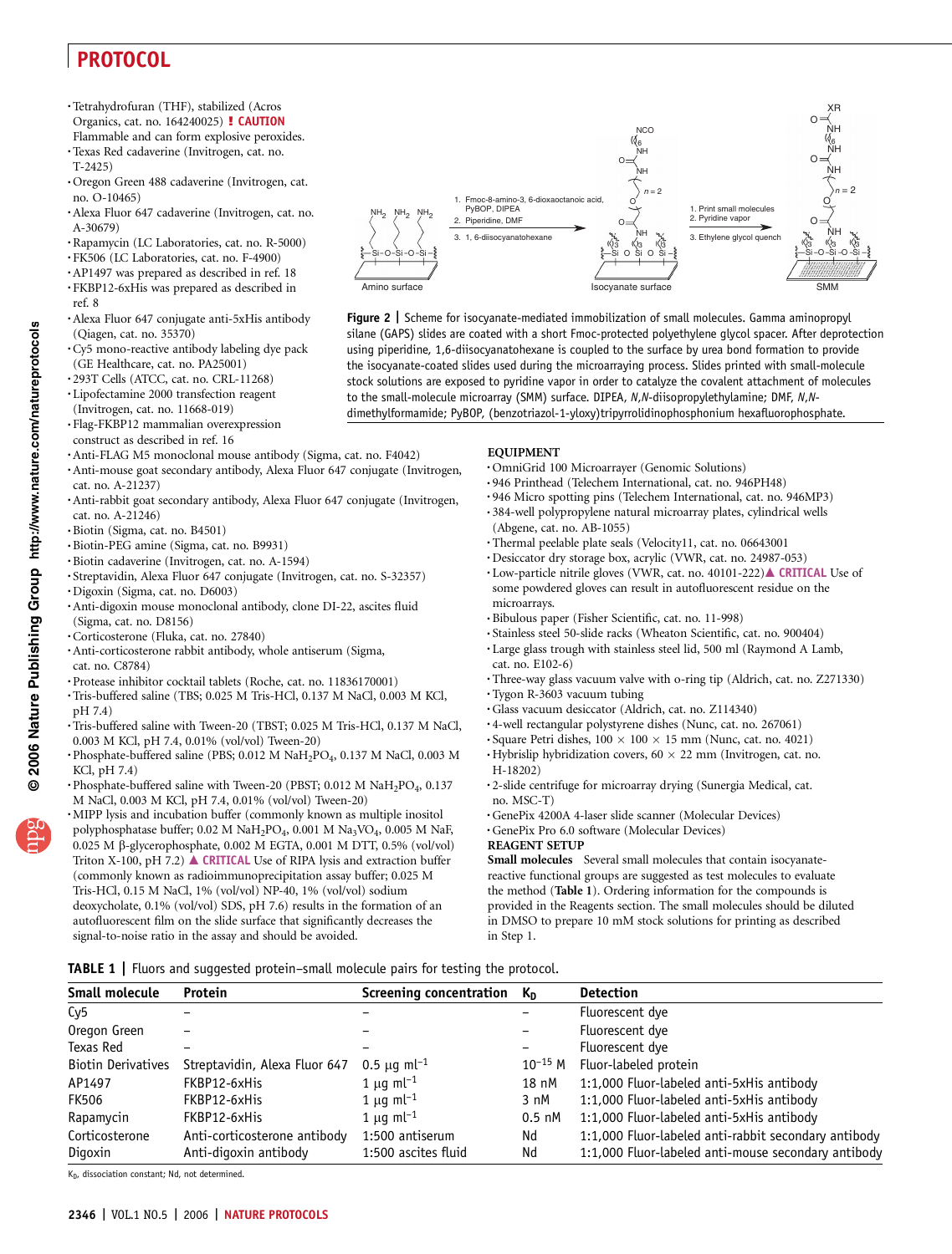- Tetrahydrofuran (THF), stabilized (Acros Organics, cat. no. 164240025) **! CAUTION** Flammable and can form explosive peroxides.
- Texas Red cadaverine (Invitrogen, cat. no. T-2425)
- Oregon Green 488 cadaverine (Invitrogen, cat. no. O-10465)
- Alexa Fluor 647 cadaverine (Invitrogen, cat. no. A-30679)
- Rapamycin (LC Laboratories, cat. no. R-5000)
- FK506 (LC Laboratories, cat. no. F-4900)
- AP1497 was prepared as described in ref. 18
- FKBP12-6xHis was prepared as described in ref. 8
- Alexa Fluor 647 conjugate anti-5xHis antibody (Qiagen, cat. no. 35370)
- Cy5 mono-reactive antibody labeling dye pack (GE Healthcare, cat. no. PA25001)
- 293T Cells (ATCC, cat. no. CRL-11268)
- Lipofectamine 2000 transfection reagent (Invitrogen, cat. no. 11668-019)
- Flag-FKBP12 mammalian overexpression construct as described in ref. 16
- Anti-FLAG M5 monoclonal mouse antibody (Sigma, cat. no. F4042)
- Anti-mouse goat secondary antibody, Alexa Fluor 647 conjugate (Invitrogen, cat. no. A-21237)
- Anti-rabbit goat secondary antibody, Alexa Fluor 647 conjugate (Invitrogen, cat. no. A-21246)
- Biotin (Sigma, cat. no. B4501)
- Biotin-PEG amine (Sigma, cat. no. B9931)
- Biotin cadaverine (Invitrogen, cat. no. A-1594)
- Streptavidin, Alexa Fluor 647 conjugate (Invitrogen, cat. no. S-32357)
- Digoxin (Sigma, cat. no. D6003)
- Anti-digoxin mouse monoclonal antibody, clone DI-22, ascites fluid (Sigma, cat. no. D8156)
- Corticosterone (Fluka, cat. no. 27840)
- Anti-corticosterone rabbit antibody, whole antiserum (Sigma, cat. no. C8784)
- Protease inhibitor cocktail tablets (Roche, cat. no. 11836170001)
- Tris-buffered saline (TBS; 0.025 M Tris-HCl, 0.137 M NaCl, 0.003 M KCl, pH 7.4)
- Tris-buffered saline with Tween-20 (TBST; 0.025 M Tris-HCl, 0.137 M NaCl, 0.003 M KCl, pH 7.4, 0.01% (vol/vol) Tween-20)
- Phosphate-buffered saline (PBS; 0.012 M $NaH_2PO_4$, 0.137 M NaCl, 0.003 M KCl, pH 7.4)
- Phosphate-buffered saline with Tween-20 (PBST; 0.012 M $NaH_2PO_4$, 0.137 M NaCl, 0.003 M KCl, pH 7.4, 0.01% (vol/vol) Tween-20)
- MIPP lysis and incubation buffer (commonly known as multiple inositol polyphosphatase buffer; 0.02 M $NaH_2PO_4$, 0.001 M $Na_3VO_4$, 0.005 M NaF, 0.025 M β-glycerophosphate, 0.002 M EGTA, 0.001 M DTT, 0.5% (vol/vol) Triton X-100, pH 7.2) ▲ **CRITICAL** Use of RIPA lysis and extraction buffer (commonly known as radioimmunoprecipitation assay buffer; 0.025 M Tris-HCl, 0.15 M NaCl, 1% (vol/vol) NP-40, 1% (vol/vol) sodium deoxycholate, 0.1% (vol/vol) SDS, pH 7.6) results in the formation of an autofluorescent film on the slide surface that significantly decreases the signal-to-noise ratio in the assay and should be avoided.

**Figure 2 |** Scheme for isocyanate-mediated immobilization of small molecules. Gamma aminopropyl silane (GAPS) slides are coated with a short Fmoc-protected polyethylene glycol spacer. After deprotection using piperidine, 1,6-diisocyanatohexane is coupled to the surface by urea bond formation to provide the isocyanate-coated slides used during the microarraying process. Slides printed with small-molecule stock solutions are exposed to pyridine vapor in order to catalyze the covalent attachment of molecules to the small-molecule microarray (SMM) surface. DIPEA, *N,N*-diisopropylethylamine; DMF, *N,N*-dimethylformamide; PyBOP, (benzotriazol-1-yloxy)tripyrrolidinophosphonium hexafluorophosphate.

## EQUIPMENT

- OmniGrid 100 Microarrayer (Genomic Solutions)
- 946 Printhead (Telechem International, cat. no. 946PH48)
- 946 Micro spotting pins (Telechem International, cat. no. 946MP3)
- 384-well polypropylene natural microarray plates, cylindrical wells (Abgene, cat. no. AB-1055)
- Thermal peelable plate seals (Velocity11, cat. no. 06643001
- Desiccator dry storage box, acrylic (VWR, cat. no. 24987-053)
- Low-particle nitrile gloves (VWR, cat. no. 40101-222)▲ **CRITICAL** Use of some powdered gloves can result in autofluorescent residue on the microarrays.
- Bibulous paper (Fisher Scientific, cat. no. 11-998)
- Stainless steel 50-slide racks (Wheaton Scientific, cat. no. 900404)
- Large glass trough with stainless steel lid, 500 ml (Raymond A Lamb, cat. no. E102-6)
- Three-way glass vacuum valve with o-ring tip (Aldrich, cat. no. Z271330)
- Tygon R-3603 vacuum tubing
- Glass vacuum desiccator (Aldrich, cat. no. Z114340)
- 4-well rectangular polystyrene dishes (Nunc, cat. no. 267061)
- Square Petri dishes, 100 × 100 × 15 mm (Nunc, cat. no. 4021)
- Hybrislip hybridization covers, 60 × 22 mm (Invitrogen, cat. no. H-18202)
- 2-slide centrifuge for microarray drying (Sunergia Medical, cat. no. MSC-T)
- GenePix 4200A 4-laser slide scanner (Molecular Devices)
- GenePix Pro 6.0 software (Molecular Devices)

## REAGENT SETUP

**Small molecules** Several small molecules that contain isocyanate-reactive functional groups are suggested as test molecules to evaluate the method (**Table 1**). Ordering information for the compounds is provided in the Reagents section. The small molecules should be diluted in DMSO to prepare 10 mM stock solutions for printing as described in Step 1.

**TABLE 1 |** Fluors and suggested protein–small molecule pairs for testing the protocol.

| Small molecule | Protein | Screening concentration | $K_D$ | Detection |
|---|---|---|---|---|
| Cy5 | – | – | – | Fluorescent dye |
| Oregon Green | – | – | – | Fluorescent dye |
| Texas Red | – | – | – | Fluorescent dye |
| Biotin Derivatives | Streptavidin, Alexa Fluor 647 | 0.5 μg ml$^{-1}$ | $10^{-15}$ M | Fluor-labeled protein |
| AP1497 | FKBP12-6xHis | 1 μg ml$^{-1}$ | 18 nM | 1:1,000 Fluor-labeled anti-5xHis antibody |
| FK506 | FKBP12-6xHis | 1 μg ml$^{-1}$ | 3 nM | 1:1,000 Fluor-labeled anti-5xHis antibody |
| Rapamycin | FKBP12-6xHis | 1 μg ml$^{-1}$ | 0.5 nM | 1:1,000 Fluor-labeled anti-5xHis antibody |
| Corticosterone | Anti-corticosterone antibody | 1:500 antiserum | Nd | 1:1,000 Fluor-labeled anti-rabbit secondary antibody |
| Digoxin | Anti-digoxin antibody | 1:500 ascites fluid | Nd | 1:1,000 Fluor-labeled anti-mouse secondary antibody |

$K_D$, dissociation constant; Nd, not determined.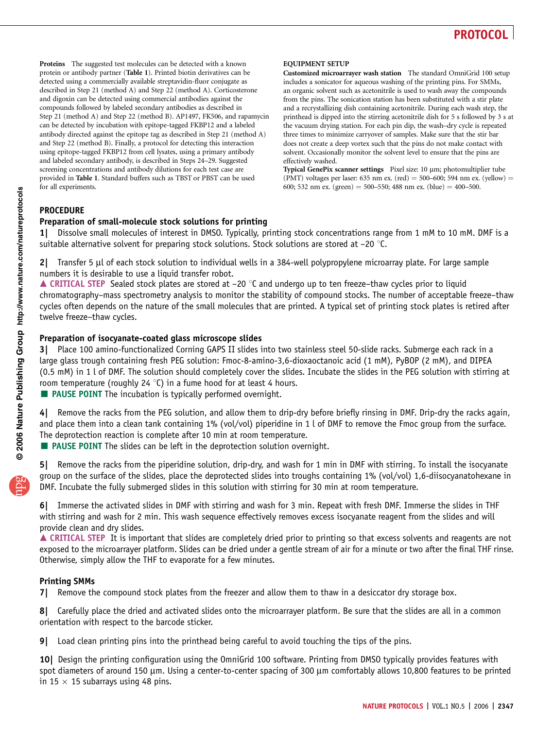**Proteins** The suggested test molecules can be detected with a known protein or antibody partner (**Table 1**). Printed biotin derivatives can be detected using a commercially available streptavidin-fluor conjugate as described in Step 21 (method A) and Step 22 (method A). Corticosterone and digoxin can be detected using commercial antibodies against the compounds followed by labeled secondary antibodies as described in Step 21 (method A) and Step 22 (method B). AP1497, FK506, and rapamycin can be detected by incubation with epitope-tagged FKBP12 and a labeled antibody directed against the epitope tag as described in Step 21 (method A) and Step 22 (method B). Finally, a protocol for detecting this interaction using epitope-tagged FKBP12 from cell lysates, using a primary antibody and labeled secondary antibody, is described in Steps 24–29. Suggested screening concentrations and antibody dilutions for each test case are provided in **Table 1**. Standard buffers such as TBST or PBST can be used for all experiments.

**EQUIPMENT SETUP**

**Customized microarrayer wash station** The standard OmniGrid 100 setup includes a sonicator for aqueous washing of the printing pins. For SMMs, an organic solvent such as acetonitrile is used to wash away the compounds from the pins. The sonication station has been substituted with a stir plate and a recrystallizing dish containing acetonitrile. During each wash step, the printhead is dipped into the stirring acetonitrile dish for 5 s followed by 3 s at the vacuum drying station. For each pin dip, the wash–dry cycle is repeated three times to minimize carryover of samples. Make sure that the stir bar does not create a deep vortex such that the pins do not make contact with solvent. Occasionally monitor the solvent level to ensure that the pins are effectively washed.

**Typical GenePix scanner settings** Pixel size: 10 μm; photomultiplier tube (PMT) voltages per laser: 635 nm ex. (red) = 500–600; 594 nm ex. (yellow) = 600; 532 nm ex. (green) = 500–550; 488 nm ex. (blue) = 400–500.

## PROCEDURE

### Preparation of small-molecule stock solutions for printing

**1|** Dissolve small molecules of interest in DMSO. Typically, printing stock concentrations range from 1 mM to 10 mM. DMF is a suitable alternative solvent for preparing stock solutions. Stock solutions are stored at −20 °C.

**2|** Transfer 5 μl of each stock solution to individual wells in a 384-well polypropylene microarray plate. For large sample numbers it is desirable to use a liquid transfer robot.

▲ **CRITICAL STEP** Sealed stock plates are stored at −20 °C and undergo up to ten freeze–thaw cycles prior to liquid chromatography–mass spectrometry analysis to monitor the stability of compound stocks. The number of acceptable freeze–thaw cycles often depends on the nature of the small molecules that are printed. A typical set of printing stock plates is retired after twelve freeze–thaw cycles.

### Preparation of isocyanate-coated glass microscope slides

**3|** Place 100 amino-functionalized Corning GAPS II slides into two stainless steel 50-slide racks. Submerge each rack in a large glass trough containing fresh PEG solution: Fmoc-8-amino-3,6-dioxaoctanoic acid (1 mM), PyBOP (2 mM), and DIPEA (0.5 mM) in 1 l of DMF. The solution should completely cover the slides. Incubate the slides in the PEG solution with stirring at room temperature (roughly 24 °C) in a fume hood for at least 4 hours.

■ **PAUSE POINT** The incubation is typically performed overnight.

**4|** Remove the racks from the PEG solution, and allow them to drip-dry before briefly rinsing in DMF. Drip-dry the racks again, and place them into a clean tank containing 1% (vol/vol) piperidine in 1 l of DMF to remove the Fmoc group from the surface. The deprotection reaction is complete after 10 min at room temperature.

■ **PAUSE POINT** The slides can be left in the deprotection solution overnight.

**5|** Remove the racks from the piperidine solution, drip-dry, and wash for 1 min in DMF with stirring. To install the isocyanate group on the surface of the slides, place the deprotected slides into troughs containing 1% (vol/vol) 1,6-diisocyanatohexane in DMF. Incubate the fully submerged slides in this solution with stirring for 30 min at room temperature.

**6|** Immerse the activated slides in DMF with stirring and wash for 3 min. Repeat with fresh DMF. Immerse the slides in THF with stirring and wash for 2 min. This wash sequence effectively removes excess isocyanate reagent from the slides and will provide clean and dry slides.

▲ **CRITICAL STEP** It is important that slides are completely dried prior to printing so that excess solvents and reagents are not exposed to the microarrayer platform. Slides can be dried under a gentle stream of air for a minute or two after the final THF rinse. Otherwise, simply allow the THF to evaporate for a few minutes.

### Printing SMMs

**7|** Remove the compound stock plates from the freezer and allow them to thaw in a desiccator dry storage box.

**8|** Carefully place the dried and activated slides onto the microarrayer platform. Be sure that the slides are all in a common orientation with respect to the barcode sticker.

**9|** Load clean printing pins into the printhead being careful to avoid touching the tips of the pins.

**10|** Design the printing configuration using the OmniGrid 100 software. Printing from DMSO typically provides features with spot diameters of around 150 μm. Using a center-to-center spacing of 300 μm comfortably allows 10,800 features to be printed in 15 × 15 subarrays using 48 pins.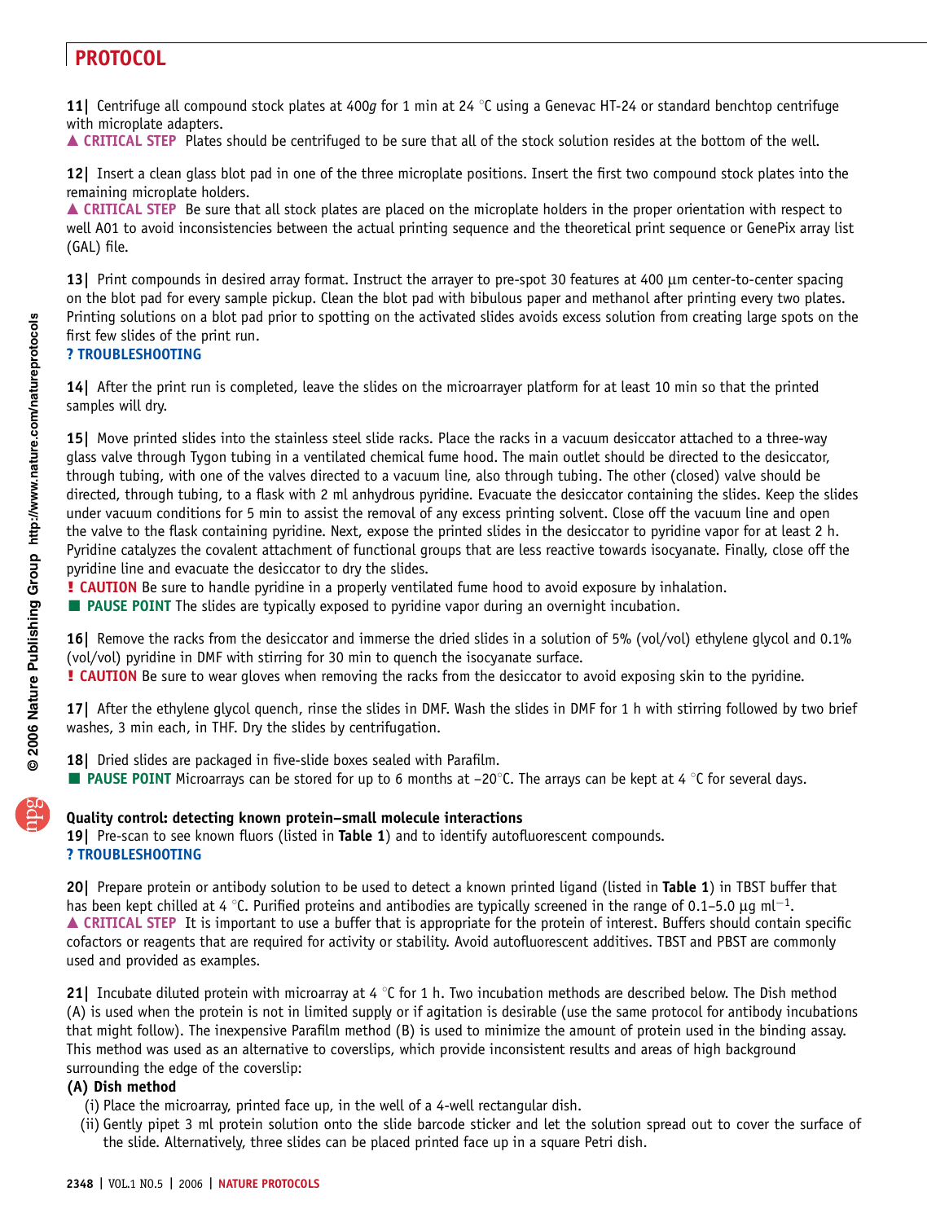**11|** Centrifuge all compound stock plates at 400*g* for 1 min at 24 °C using a Genevac HT-24 or standard benchtop centrifuge with microplate adapters.

▲ **CRITICAL STEP** Plates should be centrifuged to be sure that all of the stock solution resides at the bottom of the well.

**12|** Insert a clean glass blot pad in one of the three microplate positions. Insert the first two compound stock plates into the remaining microplate holders.

▲ **CRITICAL STEP** Be sure that all stock plates are placed on the microplate holders in the proper orientation with respect to well A01 to avoid inconsistencies between the actual printing sequence and the theoretical print sequence or GenePix array list (GAL) file.

**13|** Print compounds in desired array format. Instruct the arrayer to pre-spot 30 features at 400 μm center-to-center spacing on the blot pad for every sample pickup. Clean the blot pad with bibulous paper and methanol after printing every two plates. Printing solutions on a blot pad prior to spotting on the activated slides avoids excess solution from creating large spots on the first few slides of the print run.

**? TROUBLESHOOTING**

**14|** After the print run is completed, leave the slides on the microarrayer platform for at least 10 min so that the printed samples will dry.

**15|** Move printed slides into the stainless steel slide racks. Place the racks in a vacuum desiccator attached to a three-way glass valve through Tygon tubing in a ventilated chemical fume hood. The main outlet should be directed to the desiccator, through tubing, with one of the valves directed to a vacuum line, also through tubing. The other (closed) valve should be directed, through tubing, to a flask with 2 ml anhydrous pyridine. Evacuate the desiccator containing the slides. Keep the slides under vacuum conditions for 5 min to assist the removal of any excess printing solvent. Close off the vacuum line and open the valve to the flask containing pyridine. Next, expose the printed slides in the desiccator to pyridine vapor for at least 2 h. Pyridine catalyzes the covalent attachment of functional groups that are less reactive towards isocyanate. Finally, close off the pyridine line and evacuate the desiccator to dry the slides.

**! CAUTION** Be sure to handle pyridine in a properly ventilated fume hood to avoid exposure by inhalation.

■ **PAUSE POINT** The slides are typically exposed to pyridine vapor during an overnight incubation.

**16|** Remove the racks from the desiccator and immerse the dried slides in a solution of 5% (vol/vol) ethylene glycol and 0.1% (vol/vol) pyridine in DMF with stirring for 30 min to quench the isocyanate surface.

**! CAUTION** Be sure to wear gloves when removing the racks from the desiccator to avoid exposing skin to the pyridine.

**17|** After the ethylene glycol quench, rinse the slides in DMF. Wash the slides in DMF for 1 h with stirring followed by two brief washes, 3 min each, in THF. Dry the slides by centrifugation.

**18|** Dried slides are packaged in five-slide boxes sealed with Parafilm.

■ **PAUSE POINT** Microarrays can be stored for up to 6 months at −20°C. The arrays can be kept at 4 °C for several days.

**Quality control: detecting known protein–small molecule interactions**

**19|** Pre-scan to see known fluors (listed in **Table 1**) and to identify autofluorescent compounds.

**? TROUBLESHOOTING**

**20|** Prepare protein or antibody solution to be used to detect a known printed ligand (listed in **Table 1**) in TBST buffer that has been kept chilled at 4 °C. Purified proteins and antibodies are typically screened in the range of 0.1–5.0 μg ml$^{-1}$.

▲ **CRITICAL STEP** It is important to use a buffer that is appropriate for the protein of interest. Buffers should contain specific cofactors or reagents that are required for activity or stability. Avoid autofluorescent additives. TBST and PBST are commonly used and provided as examples.

**21|** Incubate diluted protein with microarray at 4 °C for 1 h. Two incubation methods are described below. The Dish method (A) is used when the protein is not in limited supply or if agitation is desirable (use the same protocol for antibody incubations that might follow). The inexpensive Parafilm method (B) is used to minimize the amount of protein used in the binding assay. This method was used as an alternative to coverslips, which provide inconsistent results and areas of high background surrounding the edge of the coverslip:

**(A) Dish method**

(i) Place the microarray, printed face up, in the well of a 4-well rectangular dish.

(ii) Gently pipet 3 ml protein solution onto the slide barcode sticker and let the solution spread out to cover the surface of the slide. Alternatively, three slides can be placed printed face up in a square Petri dish.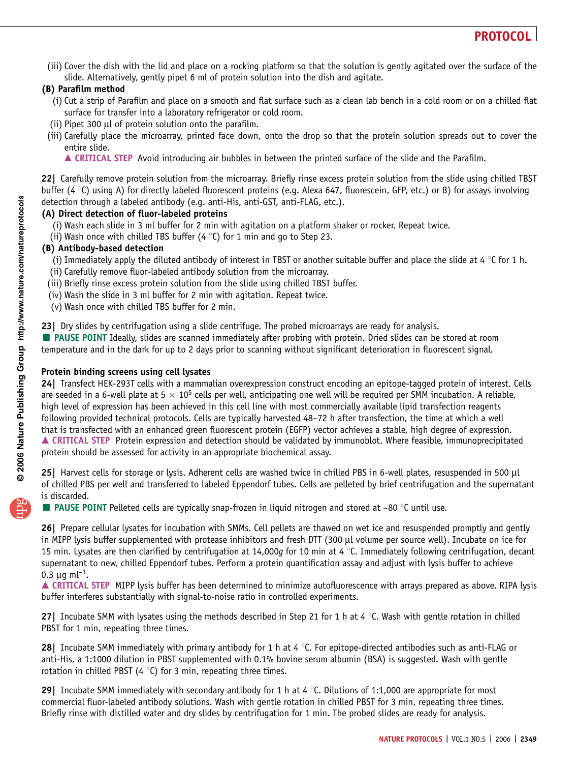(iii) Cover the dish with the lid and place on a rocking platform so that the solution is gently agitated over the surface of the slide. Alternatively, gently pipet 6 ml of protein solution into the dish and agitate.

**(B) Parafilm method**

(i) Cut a strip of Parafilm and place on a smooth and flat surface such as a clean lab bench in a cold room or on a chilled flat surface for transfer into a laboratory refrigerator or cold room.

(ii) Pipet 300 μl of protein solution onto the parafilm.

(iii) Carefully place the microarray, printed face down, onto the drop so that the protein solution spreads out to cover the entire slide.

▲ **CRITICAL STEP** Avoid introducing air bubbles in between the printed surface of the slide and the Parafilm.

**22|** Carefully remove protein solution from the microarray. Briefly rinse excess protein solution from the slide using chilled TBST buffer (4 °C) using A) for directly labeled fluorescent proteins (e.g. Alexa 647, fluorescein, GFP, etc.) or B) for assays involving detection through a labeled antibody (e.g. anti-His, anti-GST, anti-FLAG, etc.).

**(A) Direct detection of fluor-labeled proteins**

(i) Wash each slide in 3 ml buffer for 2 min with agitation on a platform shaker or rocker. Repeat twice.

(ii) Wash once with chilled TBS buffer (4 °C) for 1 min and go to Step 23.

**(B) Antibody-based detection**

(i) Immediately apply the diluted antibody of interest in TBST or another suitable buffer and place the slide at 4 °C for 1 h.

(ii) Carefully remove fluor-labeled antibody solution from the microarray.

(iii) Briefly rinse excess protein solution from the slide using chilled TBST buffer.

(iv) Wash the slide in 3 ml buffer for 2 min with agitation. Repeat twice.

(v) Wash once with chilled TBS buffer for 2 min.

**23|** Dry slides by centrifugation using a slide centrifuge. The probed microarrays are ready for analysis.

■ **PAUSE POINT** Ideally, slides are scanned immediately after probing with protein. Dried slides can be stored at room temperature and in the dark for up to 2 days prior to scanning without significant deterioration in fluorescent signal.

**Protein binding screens using cell lysates**

**24|** Transfect HEK-293T cells with a mammalian overexpression construct encoding an epitope-tagged protein of interest. Cells are seeded in a 6-well plate at $5 \times 10^5$ cells per well, anticipating one well will be required per SMM incubation. A reliable, high level of expression has been achieved in this cell line with most commercially available lipid transfection reagents following provided technical protocols. Cells are typically harvested 48–72 h after transfection, the time at which a well that is transfected with an enhanced green fluorescent protein (EGFP) vector achieves a stable, high degree of expression.

▲ **CRITICAL STEP** Protein expression and detection should be validated by immunoblot. Where feasible, immunoprecipitated protein should be assessed for activity in an appropriate biochemical assay.

**25|** Harvest cells for storage or lysis. Adherent cells are washed twice in chilled PBS in 6-well plates, resuspended in 500 μl of chilled PBS per well and transferred to labeled Eppendorf tubes. Cells are pelleted by brief centrifugation and the supernatant is discarded.

■ **PAUSE POINT** Pelleted cells are typically snap-frozen in liquid nitrogen and stored at –80 °C until use.

**26|** Prepare cellular lysates for incubation with SMMs. Cell pellets are thawed on wet ice and resuspended promptly and gently in MIPP lysis buffer supplemented with protease inhibitors and fresh DTT (300 μl volume per source well). Incubate on ice for 15 min. Lysates are then clarified by centrifugation at 14,000*g* for 10 min at 4 °C. Immediately following centrifugation, decant supernatant to new, chilled Eppendorf tubes. Perform a protein quantification assay and adjust with lysis buffer to achieve 0.3 μg ml$^{-1}$.

▲ **CRITICAL STEP** MIPP lysis buffer has been determined to minimize autofluorescence with arrays prepared as above. RIPA lysis buffer interferes substantially with signal-to-noise ratio in controlled experiments.

**27|** Incubate SMM with lysates using the methods described in Step 21 for 1 h at 4 °C. Wash with gentle rotation in chilled PBST for 1 min, repeating three times.

**28|** Incubate SMM immediately with primary antibody for 1 h at 4 °C. For epitope-directed antibodies such as anti-FLAG or anti-His, a 1:1000 dilution in PBST supplemented with 0.1% bovine serum albumin (BSA) is suggested. Wash with gentle rotation in chilled PBST (4 °C) for 3 min, repeating three times.

**29|** Incubate SMM immediately with secondary antibody for 1 h at 4 °C. Dilutions of 1:1,000 are appropriate for most commercial fluor-labeled antibody solutions. Wash with gentle rotation in chilled PBST for 3 min, repeating three times. Briefly rinse with distilled water and dry slides by centrifugation for 1 min. The probed slides are ready for analysis.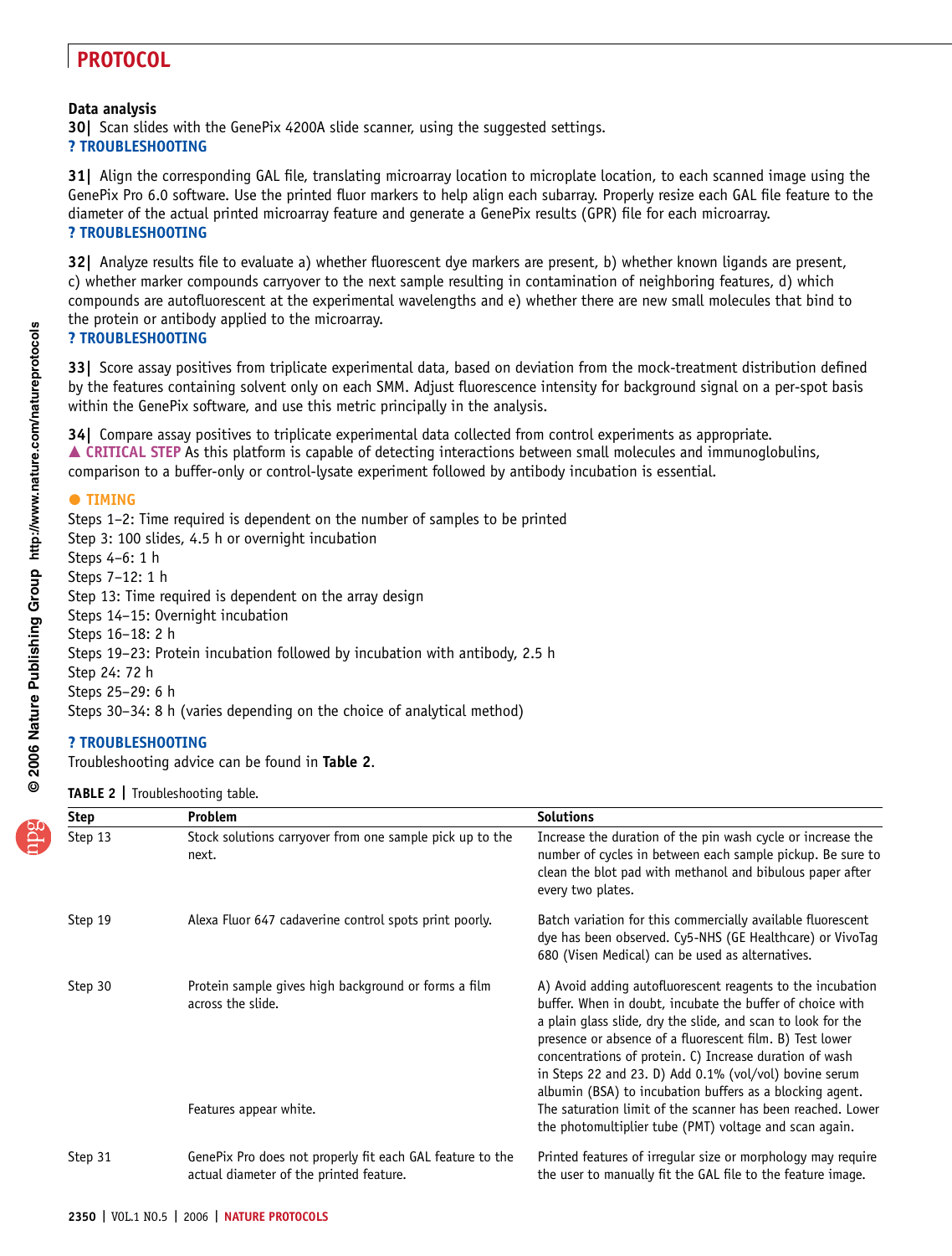### Data analysis

**30|** Scan slides with the GenePix 4200A slide scanner, using the suggested settings.
**? TROUBLESHOOTING**

**31|** Align the corresponding GAL file, translating microarray location to microplate location, to each scanned image using the GenePix Pro 6.0 software. Use the printed fluor markers to help align each subarray. Properly resize each GAL file feature to the diameter of the actual printed microarray feature and generate a GenePix results (GPR) file for each microarray.
**? TROUBLESHOOTING**

**32|** Analyze results file to evaluate a) whether fluorescent dye markers are present, b) whether known ligands are present, c) whether marker compounds carryover to the next sample resulting in contamination of neighboring features, d) which compounds are autofluorescent at the experimental wavelengths and e) whether there are new small molecules that bind to the protein or antibody applied to the microarray.
**? TROUBLESHOOTING**

**33|** Score assay positives from triplicate experimental data, based on deviation from the mock-treatment distribution defined by the features containing solvent only on each SMM. Adjust fluorescence intensity for background signal on a per-spot basis within the GenePix software, and use this metric principally in the analysis.

**34|** Compare assay positives to triplicate experimental data collected from control experiments as appropriate.
**▲ CRITICAL STEP** As this platform is capable of detecting interactions between small molecules and immunoglobulins, comparison to a buffer-only or control-lysate experiment followed by antibody incubation is essential.

**● TIMING**
Steps 1–2: Time required is dependent on the number of samples to be printed
Step 3: 100 slides, 4.5 h or overnight incubation
Steps 4–6: 1 h
Steps 7–12: 1 h
Step 13: Time required is dependent on the array design
Steps 14–15: Overnight incubation
Steps 16–18: 2 h
Steps 19–23: Protein incubation followed by incubation with antibody, 2.5 h
Step 24: 72 h
Steps 25–29: 6 h
Steps 30–34: 8 h (varies depending on the choice of analytical method)

**? TROUBLESHOOTING**
Troubleshooting advice can be found in **Table 2**.

**TABLE 2 |** Troubleshooting table.

| Step | Problem | Solutions |
| --- | --- | --- |
| Step 13 | Stock solutions carryover from one sample pick up to the next. | Increase the duration of the pin wash cycle or increase the number of cycles in between each sample pickup. Be sure to clean the blot pad with methanol and bibulous paper after every two plates. |
| Step 19 | Alexa Fluor 647 cadaverine control spots print poorly. | Batch variation for this commercially available fluorescent dye has been observed. Cy5-NHS (GE Healthcare) or VivoTag 680 (Visen Medical) can be used as alternatives. |
| Step 30 | Protein sample gives high background or forms a film across the slide. | A) Avoid adding autofluorescent reagents to the incubation buffer. When in doubt, incubate the buffer of choice with a plain glass slide, dry the slide, and scan to look for the presence or absence of a fluorescent film. B) Test lower concentrations of protein. C) Increase duration of wash in Steps 22 and 23. D) Add 0.1% (vol/vol) bovine serum albumin (BSA) to incubation buffers as a blocking agent. |
| | Features appear white. | The saturation limit of the scanner has been reached. Lower the photomultiplier tube (PMT) voltage and scan again. |
| Step 31 | GenePix Pro does not properly fit each GAL feature to the actual diameter of the printed feature. | Printed features of irregular size or morphology may require the user to manually fit the GAL file to the feature image. |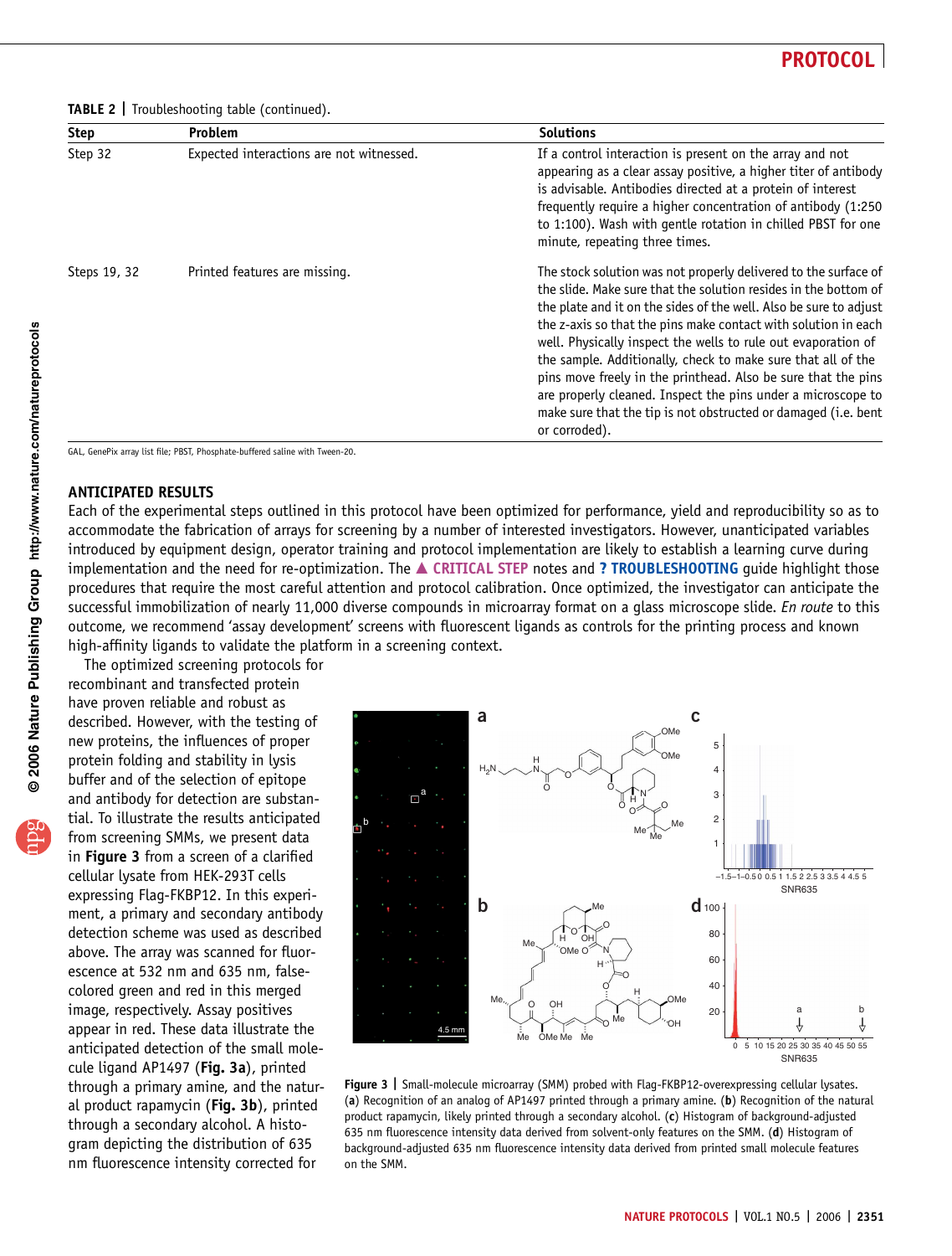**TABLE 2 | Troubleshooting table (continued).**

| Step | Problem | Solutions |
|---|---|---|
| Step 32 | Expected interactions are not witnessed. | If a control interaction is present on the array and not appearing as a clear assay positive, a higher titer of antibody is advisable. Antibodies directed at a protein of interest frequently require a higher concentration of antibody (1:250 to 1:100). Wash with gentle rotation in chilled PBST for one minute, repeating three times. |
| Steps 19, 32 | Printed features are missing. | The stock solution was not properly delivered to the surface of the slide. Make sure that the solution resides in the bottom of the plate and it on the sides of the well. Also be sure to adjust the z-axis so that the pins make contact with solution in each well. Physically inspect the wells to rule out evaporation of the sample. Additionally, check to make sure that all of the pins move freely in the printhead. Also be sure that the pins are properly cleaned. Inspect the pins under a microscope to make sure that the tip is not obstructed or damaged (i.e. bent or corroded). |

GAL, GenePix array list file; PBST, Phosphate-buffered saline with Tween-20.

## ANTICIPATED RESULTS

Each of the experimental steps outlined in this protocol have been optimized for performance, yield and reproducibility so as to accommodate the fabrication of arrays for screening by a number of interested investigators. However, unanticipated variables introduced by equipment design, operator training and protocol implementation are likely to establish a learning curve during implementation and the need for re-optimization. The ▲ CRITICAL STEP notes and **? TROUBLESHOOTING** guide highlight those procedures that require the most careful attention and protocol calibration. Once optimized, the investigator can anticipate the successful immobilization of nearly 11,000 diverse compounds in microarray format on a glass microscope slide. *En route* to this outcome, we recommend 'assay development' screens with fluorescent ligands as controls for the printing process and known high-affinity ligands to validate the platform in a screening context.

The optimized screening protocols for recombinant and transfected protein have proven reliable and robust as described. However, with the testing of new proteins, the influences of proper protein folding and stability in lysis buffer and of the selection of epitope and antibody for detection are substantial. To illustrate the results anticipated from screening SMMs, we present data in **Figure 3** from a screen of a clarified cellular lysate from HEK-293T cells expressing Flag-FKBP12. In this experiment, a primary and secondary antibody detection scheme was used as described above. The array was scanned for fluorescence at 532 nm and 635 nm, false-colored green and red in this merged image, respectively. Assay positives appear in red. These data illustrate the anticipated detection of the small molecule ligand AP1497 (**Fig. 3a**), printed through a primary amine, and the natural product rapamycin (**Fig. 3b**), printed through a secondary alcohol. A histogram depicting the distribution of 635 nm fluorescence intensity corrected for

**Figure 3 |** Small-molecule microarray (SMM) probed with Flag-FKBP12-overexpressing cellular lysates. (**a**) Recognition of an analog of AP1497 printed through a primary amine. (**b**) Recognition of the natural product rapamycin, likely printed through a secondary alcohol. (**c**) Histogram of background-adjusted 635 nm fluorescence intensity data derived from solvent-only features on the SMM. (**d**) Histogram of background-adjusted 635 nm fluorescence intensity data derived from printed small molecule features on the SMM.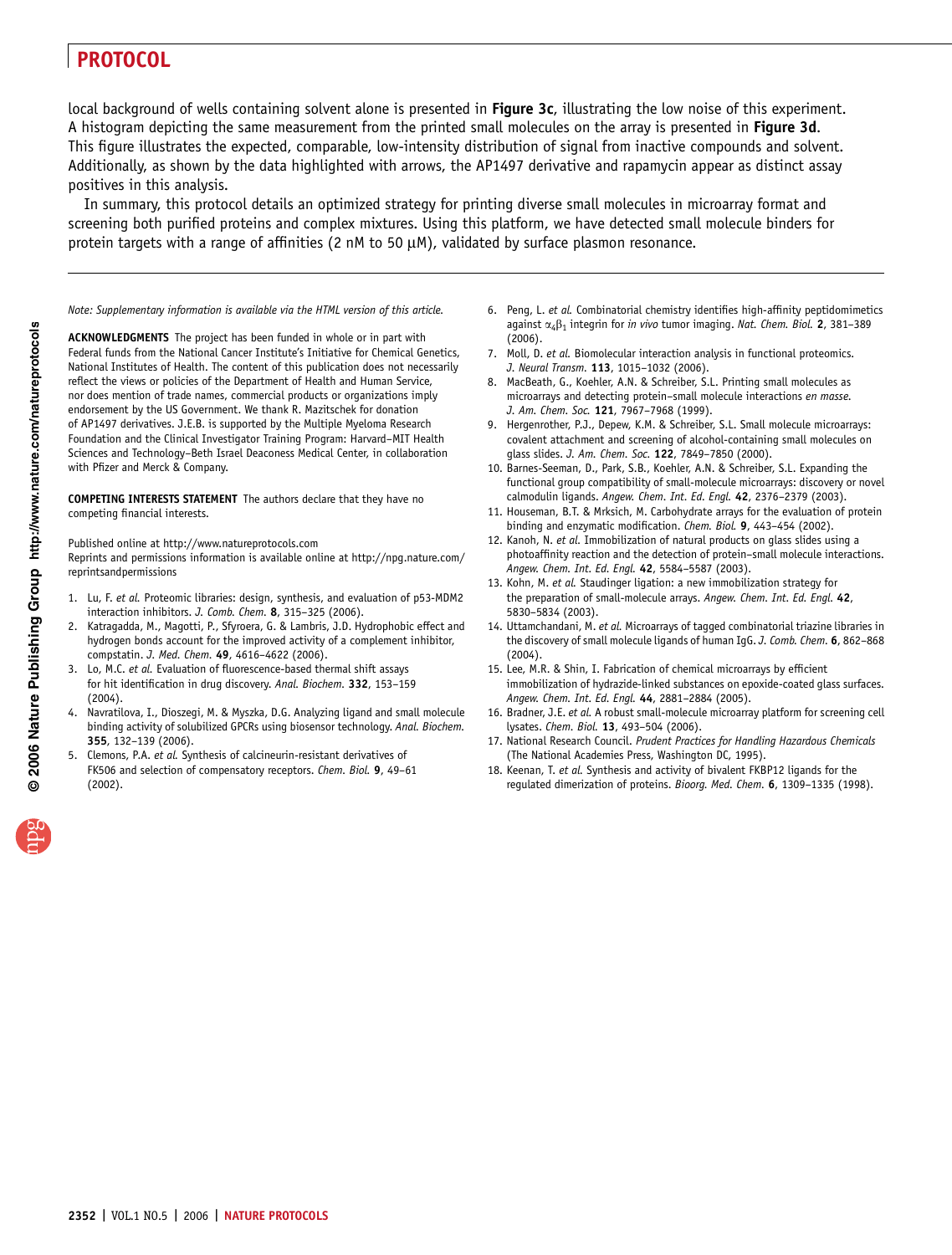local background of wells containing solvent alone is presented in **Figure 3c**, illustrating the low noise of this experiment. A histogram depicting the same measurement from the printed small molecules on the array is presented in **Figure 3d**. This figure illustrates the expected, comparable, low-intensity distribution of signal from inactive compounds and solvent. Additionally, as shown by the data highlighted with arrows, the AP1497 derivative and rapamycin appear as distinct assay positives in this analysis.

In summary, this protocol details an optimized strategy for printing diverse small molecules in microarray format and screening both purified proteins and complex mixtures. Using this platform, we have detected small molecule binders for protein targets with a range of affinities (2 nM to 50 μM), validated by surface plasmon resonance.

---

*Note: Supplementary information is available via the HTML version of this article.*

**ACKNOWLEDGMENTS** The project has been funded in whole or in part with Federal funds from the National Cancer Institute's Initiative for Chemical Genetics, National Institutes of Health. The content of this publication does not necessarily reflect the views or policies of the Department of Health and Human Service, nor does mention of trade names, commercial products or organizations imply endorsement by the US Government. We thank R. Mazitschek for donation of AP1497 derivatives. J.E.B. is supported by the Multiple Myeloma Research Foundation and the Clinical Investigator Training Program: Harvard–MIT Health Sciences and Technology–Beth Israel Deaconess Medical Center, in collaboration with Pfizer and Merck & Company.

**COMPETING INTERESTS STATEMENT** The authors declare that they have no competing financial interests.

Published online at http://www.natureprotocols.com
Reprints and permissions information is available online at http://npg.nature.com/reprintsandpermissions

1. Lu, F. *et al.* Proteomic libraries: design, synthesis, and evaluation of p53-MDM2 interaction inhibitors. *J. Comb. Chem.* **8**, 315–325 (2006).
2. Katragadda, M., Magotti, P., Sfyroera, G. & Lambris, J.D. Hydrophobic effect and hydrogen bonds account for the improved activity of a complement inhibitor, compstatin. *J. Med. Chem.* **49**, 4616–4622 (2006).
3. Lo, M.C. *et al.* Evaluation of fluorescence-based thermal shift assays for hit identification in drug discovery. *Anal. Biochem.* **332**, 153–159 (2004).
4. Navratilova, I., Dioszegi, M. & Myszka, D.G. Analyzing ligand and small molecule binding activity of solubilized GPCRs using biosensor technology. *Anal. Biochem.* **355**, 132–139 (2006).
5. Clemons, P.A. *et al.* Synthesis of calcineurin-resistant derivatives of FK506 and selection of compensatory receptors. *Chem. Biol.* **9**, 49–61 (2002).
6. Peng, L. *et al.* Combinatorial chemistry identifies high-affinity peptidomimetics against $\alpha_4\beta_1$ integrin for *in vivo* tumor imaging. *Nat. Chem. Biol.* **2**, 381–389 (2006).
7. Moll, D. *et al.* Biomolecular interaction analysis in functional proteomics. *J. Neural Transm.* **113**, 1015–1032 (2006).
8. MacBeath, G., Koehler, A.N. & Schreiber, S.L. Printing small molecules as microarrays and detecting protein–small molecule interactions *en masse*. *J. Am. Chem. Soc.* **121**, 7967–7968 (1999).
9. Hergenrother, P.J., Depew, K.M. & Schreiber, S.L. Small molecule microarrays: covalent attachment and screening of alcohol-containing small molecules on glass slides. *J. Am. Chem. Soc.* **122**, 7849–7850 (2000).
10. Barnes-Seeman, D., Park, S.B., Koehler, A.N. & Schreiber, S.L. Expanding the functional group compatibility of small-molecule microarrays: discovery or novel calmodulin ligands. *Angew. Chem. Int. Ed. Engl.* **42**, 2376–2379 (2003).
11. Houseman, B.T. & Mrksich, M. Carbohydrate arrays for the evaluation of protein binding and enzymatic modification. *Chem. Biol.* **9**, 443–454 (2002).
12. Kanoh, N. *et al.* Immobilization of natural products on glass slides using a photoaffinity reaction and the detection of protein–small molecule interactions. *Angew. Chem. Int. Ed. Engl.* **42**, 5584–5587 (2003).
13. Kohn, M. *et al.* Staudinger ligation: a new immobilization strategy for the preparation of small-molecule arrays. *Angew. Chem. Int. Ed. Engl.* **42**, 5830–5834 (2003).
14. Uttamchandani, M. *et al.* Microarrays of tagged combinatorial triazine libraries in the discovery of small molecule ligands of human IgG. *J. Comb. Chem.* **6**, 862–868 (2004).
15. Lee, M.R. & Shin, I. Fabrication of chemical microarrays by efficient immobilization of hydrazide-linked substances on epoxide-coated glass surfaces. *Angew. Chem. Int. Ed. Engl.* **44**, 2881–2884 (2005).
16. Bradner, J.E. *et al.* A robust small-molecule microarray platform for screening cell lysates. *Chem. Biol.* **13**, 493–504 (2006).
17. National Research Council. *Prudent Practices for Handling Hazardous Chemicals* (The National Academies Press, Washington DC, 1995).
18. Keenan, T. *et al.* Synthesis and activity of bivalent FKBP12 ligands for the regulated dimerization of proteins. *Bioorg. Med. Chem.* **6**, 1309–1335 (1998).